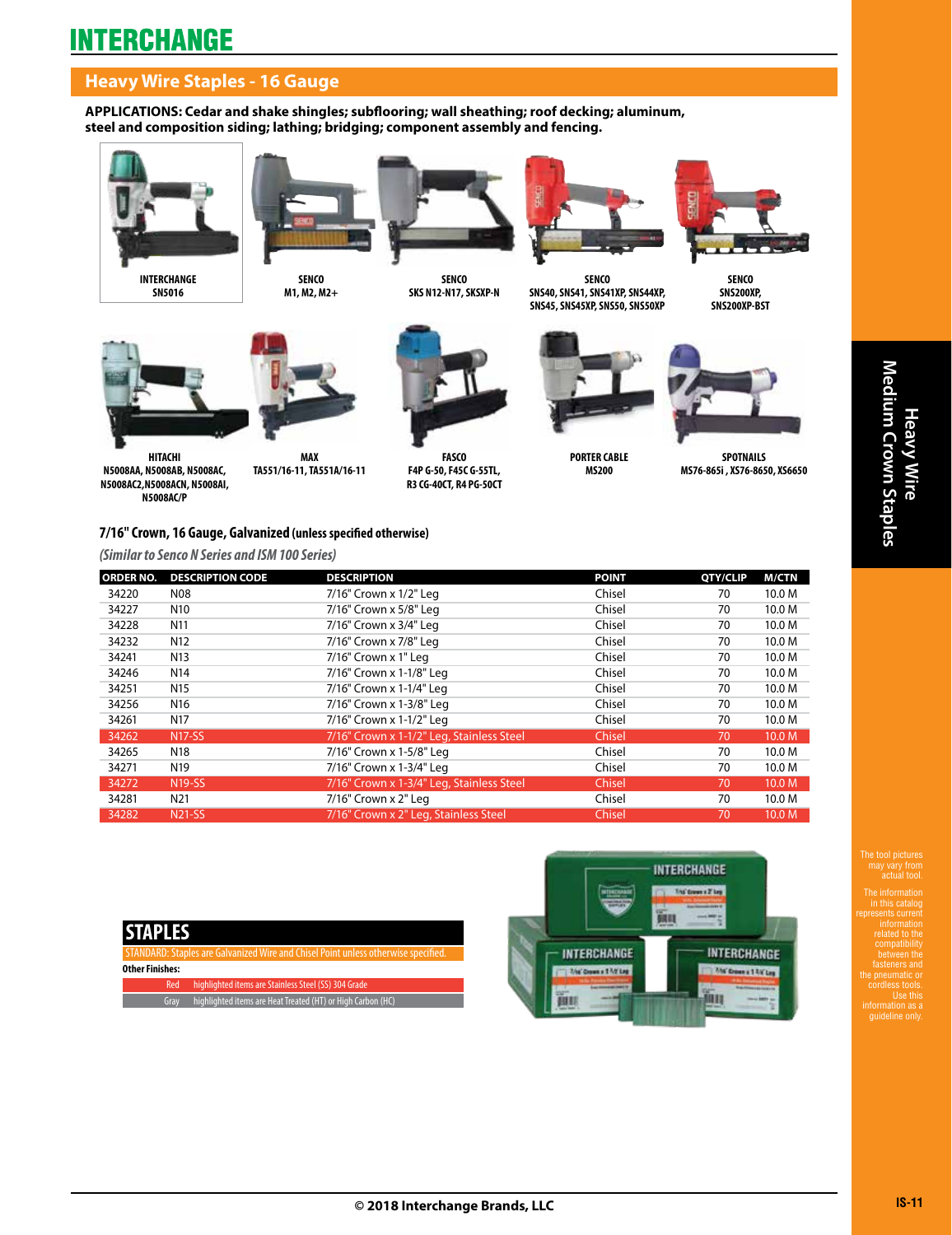# INTERCHANGE

## Heavy Wire Staples - 16 Gauge

**APPLICATIONS: Cedar and shake shingles; subflooring; wall sheathing; roof decking; aluminum, steel and composition siding; lathing; bridging; component assembly and fencing.**

**INTERCHANGE**
**SN5016**

**SENCO**
**M1, M2, M2+**

**SENCO**
**SKS N12-N17, SKSXP-N**

**SENCO**
**SNS40, SNS41, SNS41XP, SNS44XP, SNS45, SNS45XP, SNS50, SNS50XP**

**SENCO**
**SNS200XP, SNS200XP-BST**

**HITACHI**
**N5008AA, N5008AB, N5008AC, N5008AC2,N5008ACN, N5008AI, N5008AC/P**

**MAX**
**TA551/16-11, TA551A/16-11**

**FASCO**
**F4P G-50, F45C G-55TL, R3 CG-40CT, R4 PG-50CT**

**PORTER CABLE**
**MS200**

**SPOTNAILS**
**MS76-865i , XS76-8650, XS6650**

### 7/16" Crown, 16 Gauge, Galvanized (unless specified otherwise)

*(Similar to Senco N Series and ISM 100 Series)*

| ORDER NO. | DESCRIPTION CODE | DESCRIPTION | POINT | QTY/CLIP | M/CTN |
|---|---|---|---|---|---|
| 34220 | N08 | 7/16" Crown x 1/2" Leg | Chisel | 70 | 10.0 M |
| 34227 | N10 | 7/16" Crown x 5/8" Leg | Chisel | 70 | 10.0 M |
| 34228 | N11 | 7/16" Crown x 3/4" Leg | Chisel | 70 | 10.0 M |
| 34232 | N12 | 7/16" Crown x 7/8" Leg | Chisel | 70 | 10.0 M |
| 34241 | N13 | 7/16" Crown x 1" Leg | Chisel | 70 | 10.0 M |
| 34246 | N14 | 7/16" Crown x 1-1/8" Leg | Chisel | 70 | 10.0 M |
| 34251 | N15 | 7/16" Crown x 1-1/4" Leg | Chisel | 70 | 10.0 M |
| 34256 | N16 | 7/16" Crown x 1-3/8" Leg | Chisel | 70 | 10.0 M |
| 34261 | N17 | 7/16" Crown x 1-1/2" Leg | Chisel | 70 | 10.0 M |
| 34262 | N17-SS | 7/16" Crown x 1-1/2" Leg, Stainless Steel | Chisel | 70 | 10.0 M |
| 34265 | N18 | 7/16" Crown x 1-5/8" Leg | Chisel | 70 | 10.0 M |
| 34271 | N19 | 7/16" Crown x 1-3/4" Leg | Chisel | 70 | 10.0 M |
| 34272 | N19-SS | 7/16" Crown x 1-3/4" Leg, Stainless Steel | Chisel | 70 | 10.0 M |
| 34281 | N21 | 7/16" Crown x 2" Leg | Chisel | 70 | 10.0 M |
| 34282 | N21-SS | 7/16" Crown x 2" Leg, Stainless Steel | Chisel | 70 | 10.0 M |

## STAPLES

STANDARD: Staples are Galvanized Wire and Chisel Point unless otherwise specified.

**Other Finishes:**

| | |
|---|---|
| Red | highlighted items are Stainless Steel (SS) 304 Grade |
| Gray | highlighted items are Heat Treated (HT) or High Carbon (HC) |

**Heavy Wire Medium Crown Staples**

The tool pictures may vary from actual tool.

The information in this catalog represents current information related to the compatibility between the fasteners and the pneumatic or cordless tools. Use this information as a guideline only.

© 2018 Interchange Brands, LLC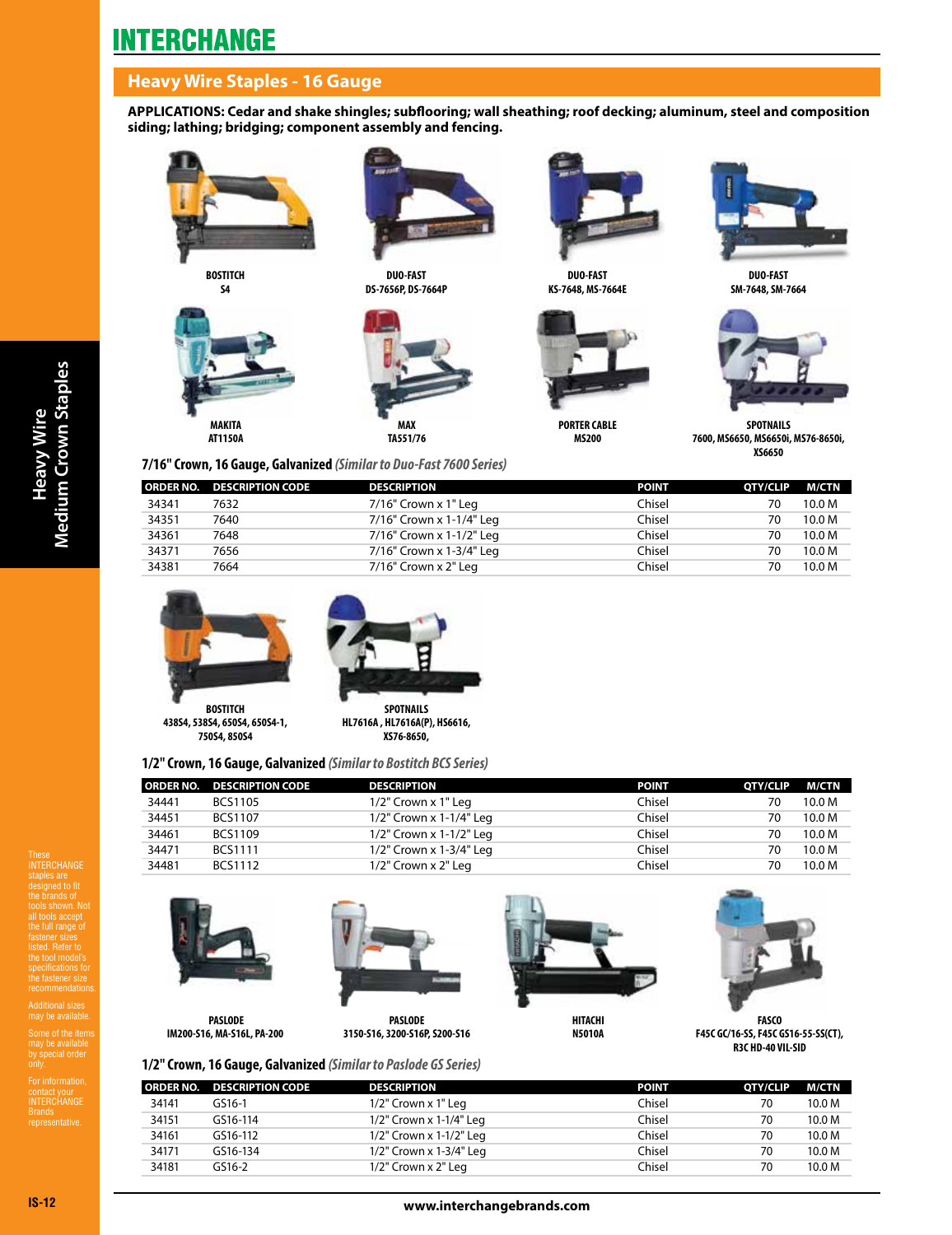# INTERCHANGE

## Heavy Wire Staples - 16 Gauge

**APPLICATIONS: Cedar and shake shingles; subflooring; wall sheathing; roof decking; aluminum, steel and composition siding; lathing; bridging; component assembly and fencing.**

**BOSTITCH**
**S4**

**DUO-FAST**
**DS-7656P, DS-7664P**

**DUO-FAST**
**KS-7648, MS-7664E**

**DUO-FAST**
**SM-7648, SM-7664**

**MAKITA**
**AT1150A**

**MAX**
**TA551/76**

**PORTER CABLE**
**MS200**

**SPOTNAILS**
**7600, MS6650, MS6650i, MS76-8650i, XS6650**

### 7/16" Crown, 16 Gauge, Galvanized *(Similar to Duo-Fast 7600 Series)*

| ORDER NO. | DESCRIPTION CODE | DESCRIPTION | POINT | QTY/CLIP | M/CTN |
|---|---|---|---|---|---|
| 34341 | 7632 | 7/16" Crown x 1" Leg | Chisel | 70 | 10.0 M |
| 34351 | 7640 | 7/16" Crown x 1-1/4" Leg | Chisel | 70 | 10.0 M |
| 34361 | 7648 | 7/16" Crown x 1-1/2" Leg | Chisel | 70 | 10.0 M |
| 34371 | 7656 | 7/16" Crown x 1-3/4" Leg | Chisel | 70 | 10.0 M |
| 34381 | 7664 | 7/16" Crown x 2" Leg | Chisel | 70 | 10.0 M |

**BOSTITCH**
**438S4, 538S4, 650S4, 650S4-1, 750S4, 850S4**

**SPOTNAILS**
**HL7616A, HL7616A(P), HS6616, XS76-8650,**

### 1/2" Crown, 16 Gauge, Galvanized *(Similar to Bostitch BCS Series)*

| ORDER NO. | DESCRIPTION CODE | DESCRIPTION | POINT | QTY/CLIP | M/CTN |
|---|---|---|---|---|---|
| 34441 | BCS1105 | 1/2" Crown x 1" Leg | Chisel | 70 | 10.0 M |
| 34451 | BCS1107 | 1/2" Crown x 1-1/4" Leg | Chisel | 70 | 10.0 M |
| 34461 | BCS1109 | 1/2" Crown x 1-1/2" Leg | Chisel | 70 | 10.0 M |
| 34471 | BCS1111 | 1/2" Crown x 1-3/4" Leg | Chisel | 70 | 10.0 M |
| 34481 | BCS1112 | 1/2" Crown x 2" Leg | Chisel | 70 | 10.0 M |

**PASLODE**
**IM200-S16, MA-S16L, PA-200**

**PASLODE**
**3150-S16, 3200-S16P, S200-S16**

**HITACHI**
**N5010A**

**FASCO**
**F45C GC/16-SS, F45C GS16-55-SS(CT), R3C HD-40 VIL-SID**

### 1/2" Crown, 16 Gauge, Galvanized *(Similar to Paslode GS Series)*

| ORDER NO. | DESCRIPTION CODE | DESCRIPTION | POINT | QTY/CLIP | M/CTN |
|---|---|---|---|---|---|
| 34141 | GS16-1 | 1/2" Crown x 1" Leg | Chisel | 70 | 10.0 M |
| 34151 | GS16-114 | 1/2" Crown x 1-1/4" Leg | Chisel | 70 | 10.0 M |
| 34161 | GS16-112 | 1/2" Crown x 1-1/2" Leg | Chisel | 70 | 10.0 M |
| 34171 | GS16-134 | 1/2" Crown x 1-3/4" Leg | Chisel | 70 | 10.0 M |
| 34181 | GS16-2 | 1/2" Crown x 2" Leg | Chisel | 70 | 10.0 M |

These INTERCHANGE staples are designed to fit the brands of tools shown. Not all tools accept the full range of fastener sizes listed. Refer to the tool model's specifications for the fastener size recommendations.

Additional sizes may be available.

Some of the items may be available by special order only.

For information, contact your INTERCHANGE Brands representative.

www.interchangebrands.com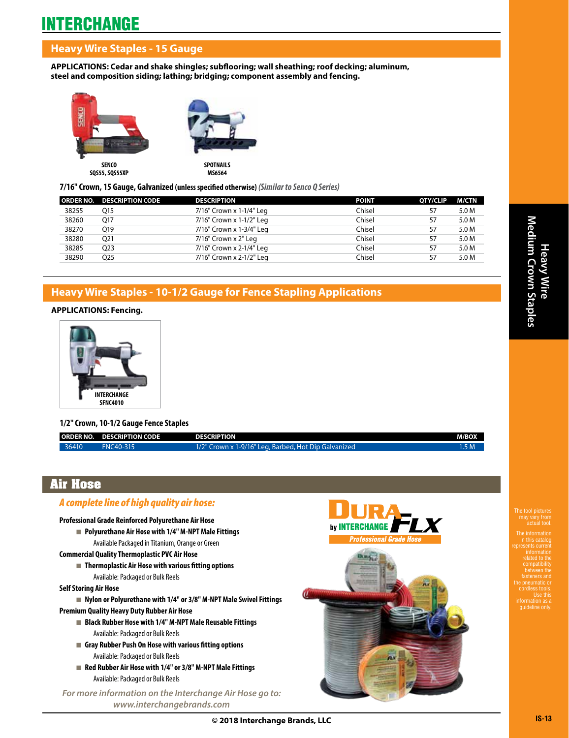# INTERCHANGE

## Heavy Wire Staples - 15 Gauge

**APPLICATIONS: Cedar and shake shingles; subflooring; wall sheathing; roof decking; aluminum, steel and composition siding; lathing; bridging; component assembly and fencing.**

**SENCO**
**SQS55, SQS55XP**

**SPOTNAILS**
**MS6564**

**7/16" Crown, 15 Gauge, Galvanized (unless specified otherwise)** *(Similar to Senco Q Series)*

| ORDER NO. | DESCRIPTION CODE | DESCRIPTION | POINT | QTY/CLIP | M/CTN |
|---|---|---|---|---|---|
| 38255 | Q15 | 7/16" Crown x 1-1/4" Leg | Chisel | 57 | 5.0 M |
| 38260 | Q17 | 7/16" Crown x 1-1/2" Leg | Chisel | 57 | 5.0 M |
| 38270 | Q19 | 7/16" Crown x 1-3/4" Leg | Chisel | 57 | 5.0 M |
| 38280 | Q21 | 7/16" Crown x 2" Leg | Chisel | 57 | 5.0 M |
| 38285 | Q23 | 7/16" Crown x 2-1/4" Leg | Chisel | 57 | 5.0 M |
| 38290 | Q25 | 7/16" Crown x 2-1/2" Leg | Chisel | 57 | 5.0 M |

## Heavy Wire Staples - 10-1/2 Gauge for Fence Stapling Applications

**APPLICATIONS: Fencing.**

**INTERCHANGE**
**SFNC4010**

**1/2" Crown, 10-1/2 Gauge Fence Staples**

| ORDER NO. | DESCRIPTION CODE | DESCRIPTION | M/BOX |
|---|---|---|---|
| 36410 | FNC40-315 | 1/2" Crown x 1-9/16" Leg, Barbed, Hot Dip Galvanized | 1.5 M |

## Air Hose

### *A complete line of high quality air hose:*

**Professional Grade Reinforced Polyurethane Air Hose**

- **Polyurethane Air Hose with 1/4" M-NPT Male Fittings**
  Available Packaged in Titanium, Orange or Green

**Commercial Quality Thermoplastic PVC Air Hose**

- **Thermoplastic Air Hose with various fitting options**
  Available: Packaged or Bulk Reels

**Self Storing Air Hose**

- **Nylon or Polyurethane with 1/4" or 3/8" M-NPT Male Swivel Fittings**

**Premium Quality Heavy Duty Rubber Air Hose**

- **Black Rubber Hose with 1/4" M-NPT Male Reusable Fittings**
  Available: Packaged or Bulk Reels
- **Gray Rubber Push On Hose with various fitting options**
  Available: Packaged or Bulk Reels
- **Red Rubber Air Hose with 1/4" or 3/8" M-NPT Male Fittings**
  Available: Packaged or Bulk Reels

*For more information on the Interchange Air Hose go to: www.interchangebrands.com*

DURAFLX by INTERCHANGE
*Professional Grade Hose*

Heavy Wire Medium Crown Staples

The tool pictures may vary from actual tool.

The information in this catalog represents current information related to the compatibility between the fasteners and the pneumatic or cordless tools. Use this information as a guideline only.

© 2018 Interchange Brands, LLC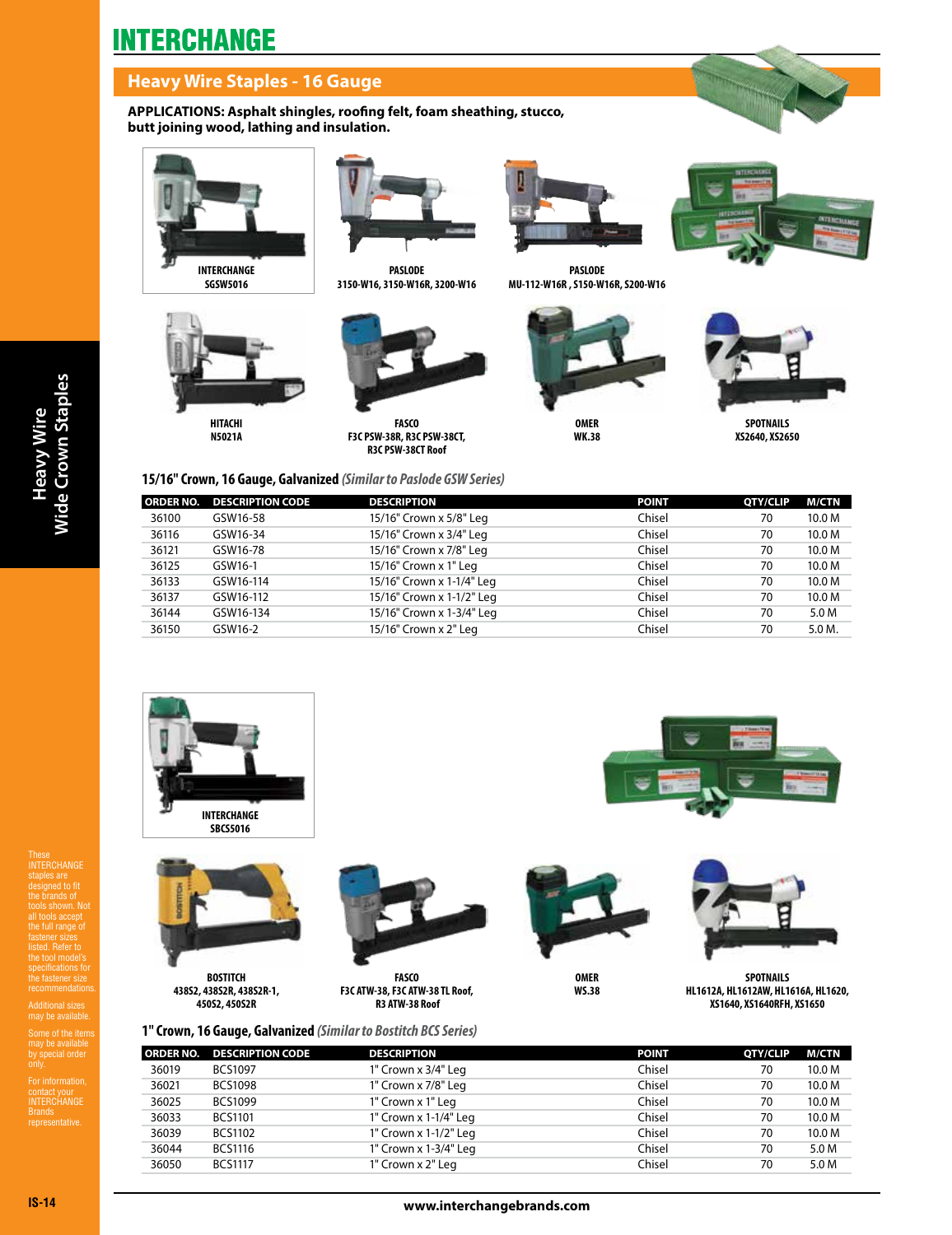# INTERCHANGE

## Heavy Wire Staples - 16 Gauge

**APPLICATIONS: Asphalt shingles, roofing felt, foam sheathing, stucco, butt joining wood, lathing and insulation.**

**INTERCHANGE**
SGSW5016

**PASLODE**
3150-W16, 3150-W16R, 3200-W16

**PASLODE**
MU-112-W16R , S150-W16R, S200-W16

**HITACHI**
N5021A

**FASCO**
F3C PSW-38R, R3C PSW-38CT, R3C PSW-38CT Roof

**OMER**
WK.38

**SPOTNAILS**
XS2640, XS2650

### 15/16" Crown, 16 Gauge, Galvanized *(Similar to Paslode GSW Series)*

| ORDER NO. | DESCRIPTION CODE | DESCRIPTION | POINT | QTY/CLIP | M/CTN |
|---|---|---|---|---|---|
| 36100 | GSW16-58 | 15/16" Crown x 5/8" Leg | Chisel | 70 | 10.0 M |
| 36116 | GSW16-34 | 15/16" Crown x 3/4" Leg | Chisel | 70 | 10.0 M |
| 36121 | GSW16-78 | 15/16" Crown x 7/8" Leg | Chisel | 70 | 10.0 M |
| 36125 | GSW16-1 | 15/16" Crown x 1" Leg | Chisel | 70 | 10.0 M |
| 36133 | GSW16-114 | 15/16" Crown x 1-1/4" Leg | Chisel | 70 | 10.0 M |
| 36137 | GSW16-112 | 15/16" Crown x 1-1/2" Leg | Chisel | 70 | 10.0 M |
| 36144 | GSW16-134 | 15/16" Crown x 1-3/4" Leg | Chisel | 70 | 5.0 M |
| 36150 | GSW16-2 | 15/16" Crown x 2" Leg | Chisel | 70 | 5.0 M. |

**INTERCHANGE**
SBCS5016

**BOSTITCH**
438S2, 438S2R, 438S2R-1, 450S2, 450S2R

**FASCO**
F3C ATW-38, F3C ATW-38 TL Roof, R3 ATW-38 Roof

**OMER**
WS.38

**SPOTNAILS**
HL1612A, HL1612AW, HL1616A, HL1620, XS1640, XS1640RFH, XS1650

### 1" Crown, 16 Gauge, Galvanized *(Similar to Bostitch BCS Series)*

| ORDER NO. | DESCRIPTION CODE | DESCRIPTION | POINT | QTY/CLIP | M/CTN |
|---|---|---|---|---|---|
| 36019 | BCS1097 | 1" Crown x 3/4" Leg | Chisel | 70 | 10.0 M |
| 36021 | BCS1098 | 1" Crown x 7/8" Leg | Chisel | 70 | 10.0 M |
| 36025 | BCS1099 | 1" Crown x 1" Leg | Chisel | 70 | 10.0 M |
| 36033 | BCS1101 | 1" Crown x 1-1/4" Leg | Chisel | 70 | 10.0 M |
| 36039 | BCS1102 | 1" Crown x 1-1/2" Leg | Chisel | 70 | 10.0 M |
| 36044 | BCS1116 | 1" Crown x 1-3/4" Leg | Chisel | 70 | 5.0 M |
| 36050 | BCS1117 | 1" Crown x 2" Leg | Chisel | 70 | 5.0 M |

These INTERCHANGE staples are designed to fit the brands of tools shown. Not all tools accept the full range of fastener sizes listed. Refer to the tool model's specifications for the fastener size recommendations.

Additional sizes may be available.

Some of the items may be available by special order only.

For information, contact your INTERCHANGE Brands representative.

www.interchangebrands.com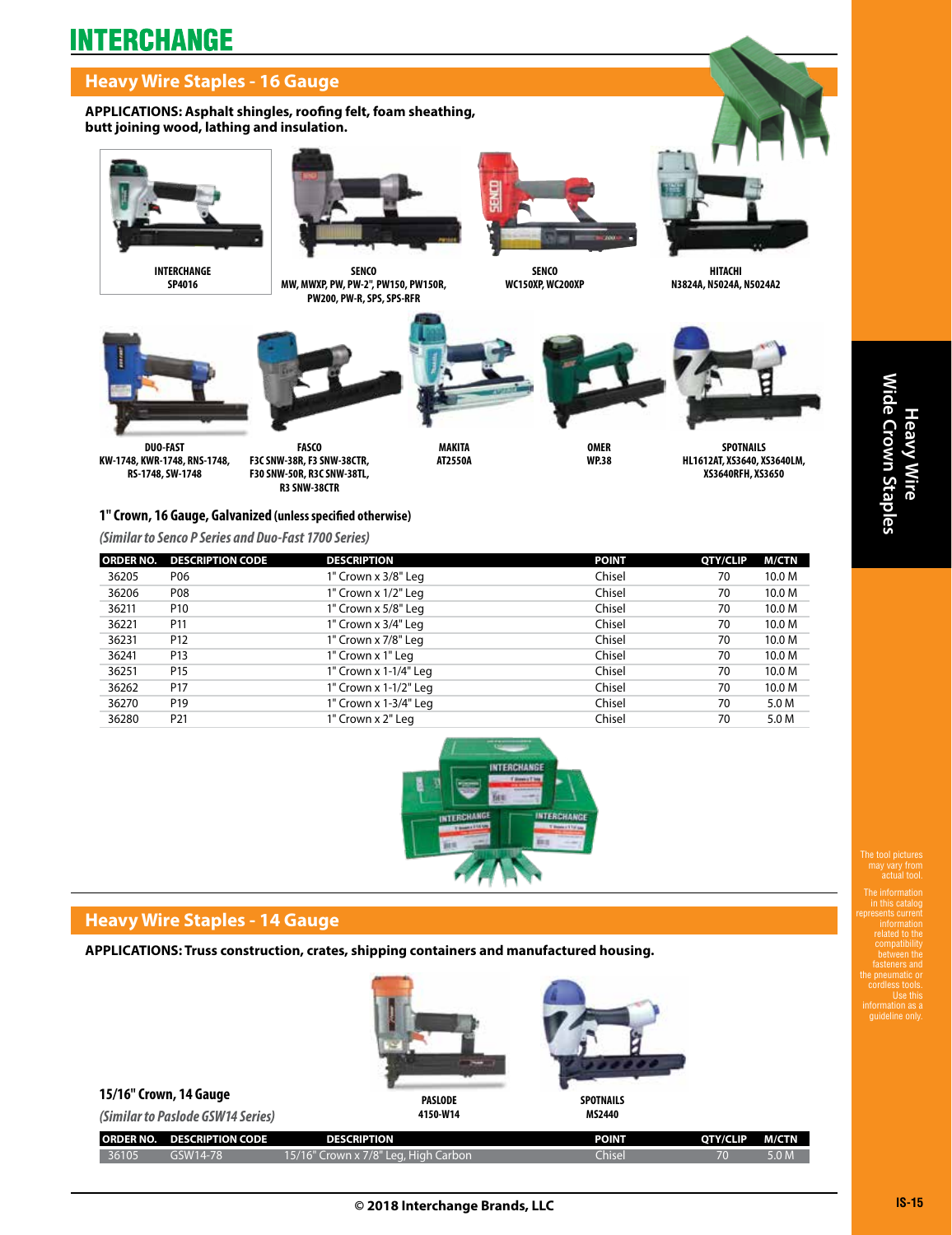# INTERCHANGE

## Heavy Wire Staples - 16 Gauge

**APPLICATIONS: Asphalt shingles, roofing felt, foam sheathing, butt joining wood, lathing and insulation.**

**INTERCHANGE**
**SP4016**

**SENCO**
**MW, MWXP, PW, PW-2", PW150, PW150R, PW200, PW-R, SPS, SPS-RFR**

**SENCO**
**WC150XP, WC200XP**

**HITACHI**
**N3824A, N5024A, N5024A2**

**DUO-FAST**
**KW-1748, KWR-1748, RNS-1748, RS-1748, SW-1748**

**FASCO**
**F3C SNW-38R, F3 SNW-38CTR, F30 SNW-50R, R3C SNW-38TL, R3 SNW-38CTR**

**MAKITA**
**AT2550A**

**OMER**
**WP.38**

**SPOTNAILS**
**HL1612AT, XS3640, XS3640LM, XS3640RFH, XS3650**

### 1" Crown, 16 Gauge, Galvanized (unless specified otherwise)

*(Similar to Senco P Series and Duo-Fast 1700 Series)*

| ORDER NO. | DESCRIPTION CODE | DESCRIPTION | POINT | QTY/CLIP | M/CTN |
|---|---|---|---|---|---|
| 36205 | P06 | 1" Crown x 3/8" Leg | Chisel | 70 | 10.0 M |
| 36206 | P08 | 1" Crown x 1/2" Leg | Chisel | 70 | 10.0 M |
| 36211 | P10 | 1" Crown x 5/8" Leg | Chisel | 70 | 10.0 M |
| 36221 | P11 | 1" Crown x 3/4" Leg | Chisel | 70 | 10.0 M |
| 36231 | P12 | 1" Crown x 7/8" Leg | Chisel | 70 | 10.0 M |
| 36241 | P13 | 1" Crown x 1" Leg | Chisel | 70 | 10.0 M |
| 36251 | P15 | 1" Crown x 1-1/4" Leg | Chisel | 70 | 10.0 M |
| 36262 | P17 | 1" Crown x 1-1/2" Leg | Chisel | 70 | 10.0 M |
| 36270 | P19 | 1" Crown x 1-3/4" Leg | Chisel | 70 | 5.0 M |
| 36280 | P21 | 1" Crown x 2" Leg | Chisel | 70 | 5.0 M |

## Heavy Wire Staples - 14 Gauge

**APPLICATIONS: Truss construction, crates, shipping containers and manufactured housing.**

**PASLODE**
**4150-W14**

**SPOTNAILS**
**MS2440**

### 15/16" Crown, 14 Gauge

*(Similar to Paslode GSW14 Series)*

| ORDER NO. | DESCRIPTION CODE | DESCRIPTION | POINT | QTY/CLIP | M/CTN |
|---|---|---|---|---|---|
| 36105 | GSW14-78 | 15/16" Crown x 7/8" Leg, High Carbon | Chisel | 70 | 5.0 M |

Heavy Wire Wide Crown Staples

The tool pictures may vary from actual tool.

The information in this catalog represents current information related to the compatibility between the fasteners and the pneumatic or cordless tools. Use this information as a guideline only.

© 2018 Interchange Brands, LLC